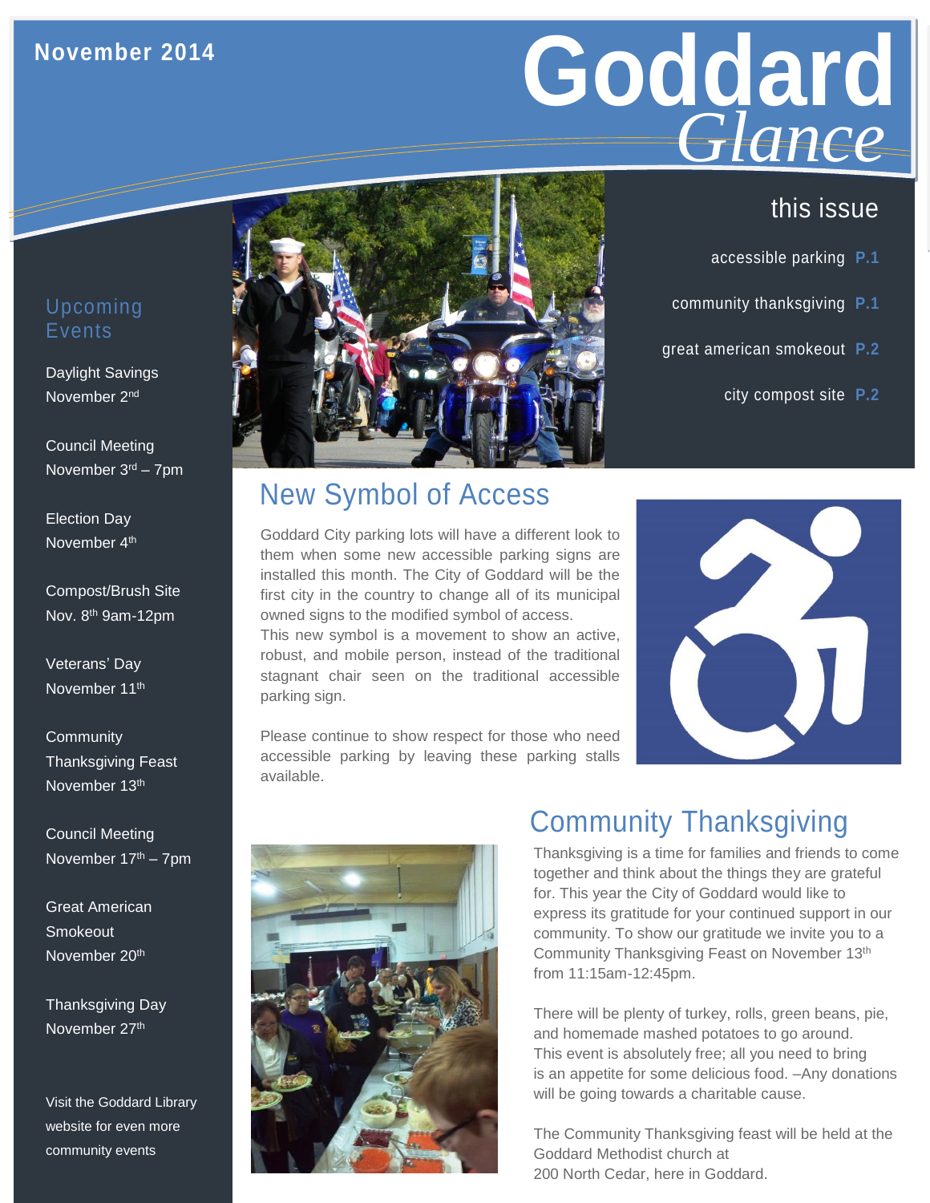November 2014

# Goddard *Glance*

## this issue

accessible parking **P.1**

community thanksgiving **P.1**

great american smokeout **P.2**

city compost site **P.2**

## Upcoming Events

Daylight Savings
November 2nd

Council Meeting
November 3rd – 7pm

Election Day
November 4th

Compost/Brush Site
Nov. 8th 9am-12pm

Veterans' Day
November 11th

Community Thanksgiving Feast
November 13th

Council Meeting
November 17th – 7pm

Great American Smokeout
November 20th

Thanksgiving Day
November 27th

Visit the Goddard Library website for even more community events

## New Symbol of Access

Goddard City parking lots will have a different look to them when some new accessible parking signs are installed this month. The City of Goddard will be the first city in the country to change all of its municipal owned signs to the modified symbol of access.
This new symbol is a movement to show an active, robust, and mobile person, instead of the traditional stagnant chair seen on the traditional accessible parking sign.

Please continue to show respect for those who need accessible parking by leaving these parking stalls available.

## Community Thanksgiving

Thanksgiving is a time for families and friends to come together and think about the things they are grateful for. This year the City of Goddard would like to express its gratitude for your continued support in our community. To show our gratitude we invite you to a Community Thanksgiving Feast on November 13th from 11:15am-12:45pm.

There will be plenty of turkey, rolls, green beans, pie, and homemade mashed potatoes to go around.
This event is absolutely free; all you need to bring is an appetite for some delicious food. –Any donations will be going towards a charitable cause.

The Community Thanksgiving feast will be held at the Goddard Methodist church at
200 North Cedar, here in Goddard.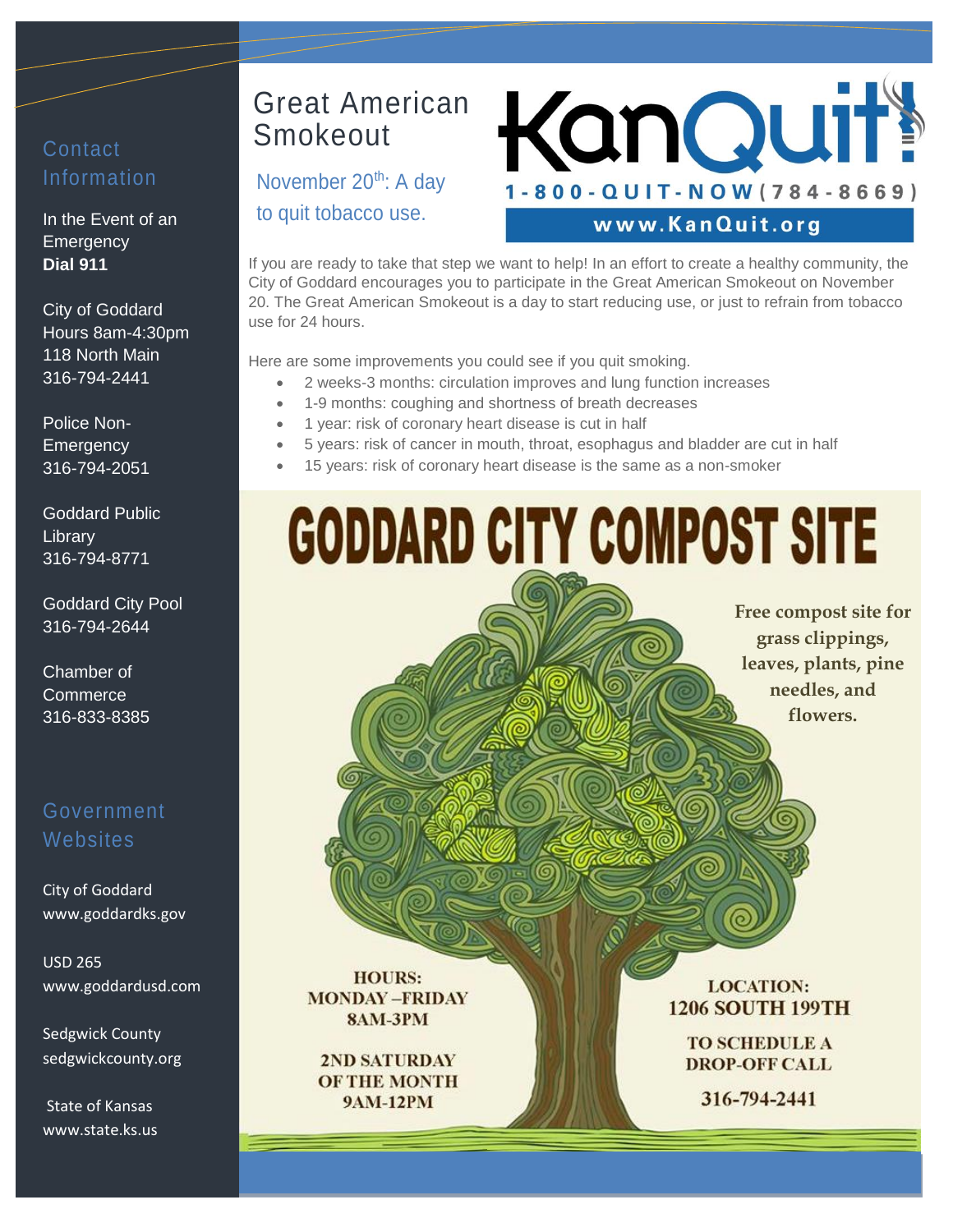## Contact Information

In the Event of an Emergency
**Dial 911**

City of Goddard
Hours 8am-4:30pm
118 North Main
316-794-2441

Police Non-Emergency
316-794-2051

Goddard Public Library
316-794-8771

Goddard City Pool
316-794-2644

Chamber of Commerce
316-833-8385

## Government Websites

City of Goddard
www.goddardks.gov

USD 265
www.goddardusd.com

Sedgwick County
sedgwickcounty.org

State of Kansas
www.state.ks.us

# Great American Smokeout

November 20th: A day to quit tobacco use.

KanQuit!
1-800-QUIT-NOW(784-8669)
www.KanQuit.org

If you are ready to take that step we want to help! In an effort to create a healthy community, the City of Goddard encourages you to participate in the Great American Smokeout on November 20. The Great American Smokeout is a day to start reducing use, or just to refrain from tobacco use for 24 hours.

Here are some improvements you could see if you quit smoking.

- 2 weeks-3 months: circulation improves and lung function increases
- 1-9 months: coughing and shortness of breath decreases
- 1 year: risk of coronary heart disease is cut in half
- 5 years: risk of cancer in mouth, throat, esophagus and bladder are cut in half
- 15 years: risk of coronary heart disease is the same as a non-smoker

# GODDARD CITY COMPOST SITE

**Free compost site for grass clippings, leaves, plants, pine needles, and flowers.**

**HOURS:**
**MONDAY –FRIDAY**
**8AM-3PM**

**2ND SATURDAY OF THE MONTH**
**9AM-12PM**

**LOCATION:**
**1206 SOUTH 199TH**

**TO SCHEDULE A DROP-OFF CALL**

**316-794-2441**